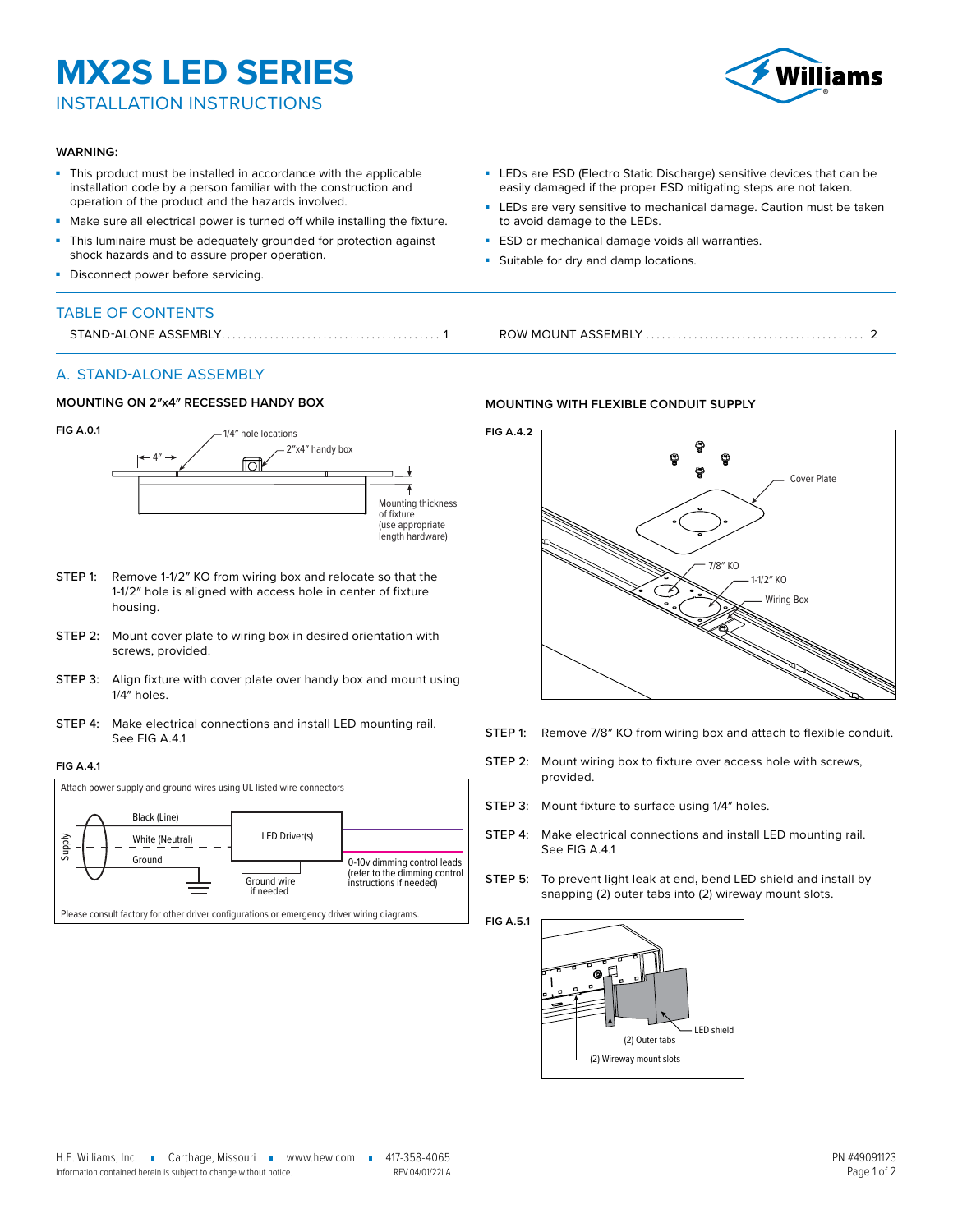# MX2S LED SERIES

## INSTALLATION INSTRUCTIONS

**WARNING:**

- This product must be installed in accordance with the applicable installation code by a person familiar with the construction and operation of the product and the hazards involved.
- Make sure all electrical power is turned off while installing the fixture.
- This luminaire must be adequately grounded for protection against shock hazards and to assure proper operation.
- Disconnect power before servicing.
- LEDs are ESD (Electro Static Discharge) sensitive devices that can be easily damaged if the proper ESD mitigating steps are not taken.
- LEDs are very sensitive to mechanical damage. Caution must be taken to avoid damage to the LEDs.
- ESD or mechanical damage voids all warranties.
- Suitable for dry and damp locations.

## TABLE OF CONTENTS

STAND-ALONE ASSEMBLY........................................ 1

ROW MOUNT ASSEMBLY ........................................ 2

## A. STAND-ALONE ASSEMBLY

### MOUNTING ON 2"x4" RECESSED HANDY BOX

FIG A.0.1

1/4" hole locations; 4"; 2"x4" handy box; Mounting thickness of fixture (use appropriate length hardware)

**STEP 1:** Remove 1-1/2" KO from wiring box and relocate so that the 1-1/2" hole is aligned with access hole in center of fixture housing.

**STEP 2:** Mount cover plate to wiring box in desired orientation with screws, provided.

**STEP 3:** Align fixture with cover plate over handy box and mount using 1/4" holes.

**STEP 4:** Make electrical connections and install LED mounting rail. See FIG A.4.1

FIG A.4.1

Attach power supply and ground wires using UL listed wire connectors

Supply; Black (Line); White (Neutral); Ground; LED Driver(s); Ground wire if needed; 0-10v dimming control leads (refer to the dimming control instructions if needed)

Please consult factory for other driver configurations or emergency driver wiring diagrams.

### MOUNTING WITH FLEXIBLE CONDUIT SUPPLY

FIG A.4.2

Cover Plate; 7/8" KO; 1-1/2" KO; Wiring Box

**STEP 1:** Remove 7/8" KO from wiring box and attach to flexible conduit.

**STEP 2:** Mount wiring box to fixture over access hole with screws, provided.

**STEP 3:** Mount fixture to surface using 1/4" holes.

**STEP 4:** Make electrical connections and install LED mounting rail. See FIG A.4.1

**STEP 5:** To prevent light leak at end, bend LED shield and install by snapping (2) outer tabs into (2) wireway mount slots.

FIG A.5.1

LED shield; (2) Outer tabs; (2) Wireway mount slots

H.E. Williams, Inc. ▪ Carthage, Missouri ▪ www.hew.com ▪ 417-358-4065

Information contained herein is subject to change without notice. REV.04/01/22LA

PN #49091123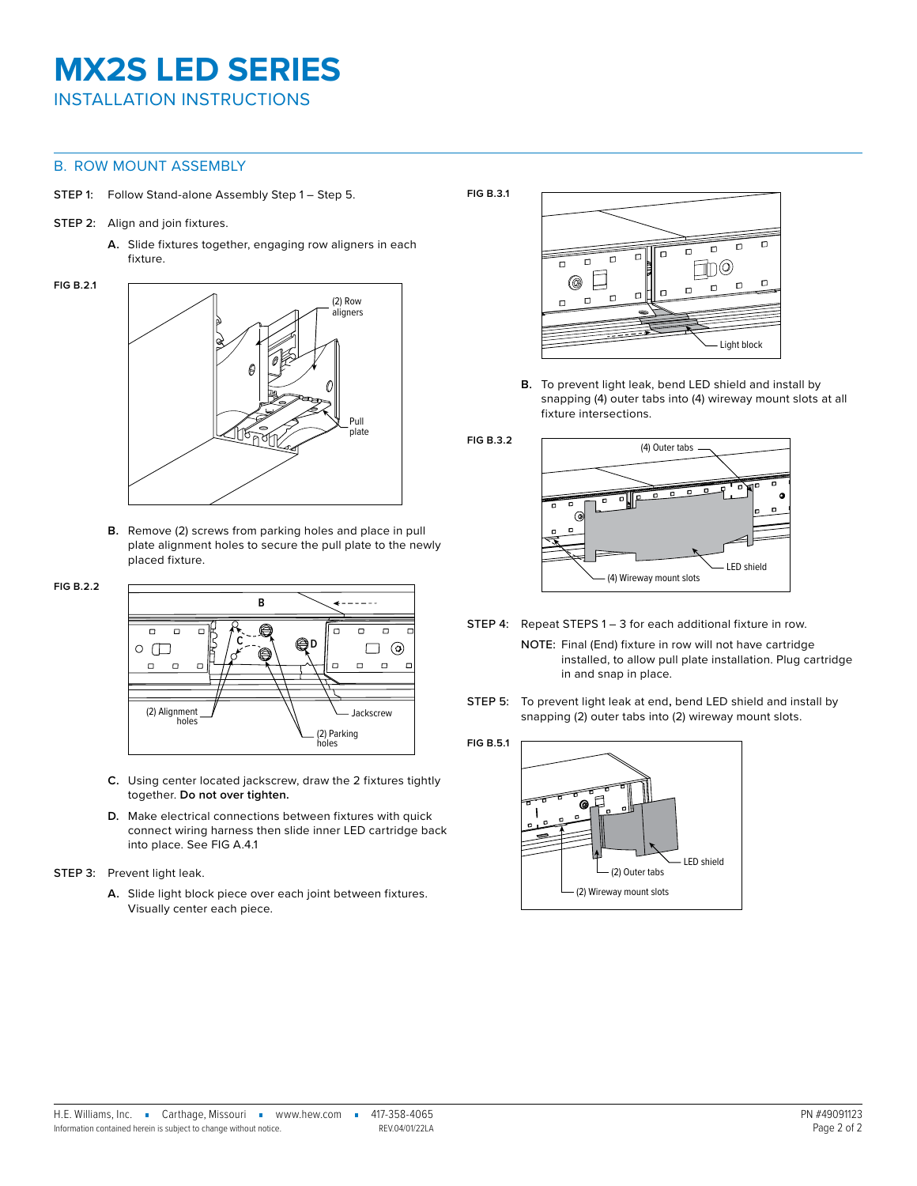# MX2S LED SERIES

INSTALLATION INSTRUCTIONS

## B. ROW MOUNT ASSEMBLY

**STEP 1:** Follow Stand-alone Assembly Step 1 – Step 5.

**STEP 2:** Align and join fixtures.

**A.** Slide fixtures together, engaging row aligners in each fixture.

**FIG B.2.1**

(2) Row aligners

Pull plate

**B.** Remove (2) screws from parking holes and place in pull plate alignment holes to secure the pull plate to the newly placed fixture.

**FIG B.2.2**

B

C

D

(2) Alignment holes

Jackscrew

(2) Parking holes

**C.** Using center located jackscrew, draw the 2 fixtures tightly together. **Do not over tighten.**

**D.** Make electrical connections between fixtures with quick connect wiring harness then slide inner LED cartridge back into place. See FIG A.4.1

**STEP 3:** Prevent light leak.

**A.** Slide light block piece over each joint between fixtures. Visually center each piece.

**FIG B.3.1**

Light block

**B.** To prevent light leak, bend LED shield and install by snapping (4) outer tabs into (4) wireway mount slots at all fixture intersections.

**FIG B.3.2**

(4) Outer tabs

LED shield

(4) Wireway mount slots

**STEP 4:** Repeat STEPS 1 – 3 for each additional fixture in row.

NOTE: Final (End) fixture in row will not have cartridge installed, to allow pull plate installation. Plug cartridge in and snap in place.

**STEP 5:** To prevent light leak at end, bend LED shield and install by snapping (2) outer tabs into (2) wireway mount slots.

**FIG B.5.1**

LED shield

(2) Outer tabs

(2) Wireway mount slots

H.E. Williams, Inc. ▪ Carthage, Missouri ▪ www.hew.com ▪ 417-358-4065

Information contained herein is subject to change without notice. REV.04/01/22LA

PN #49091123